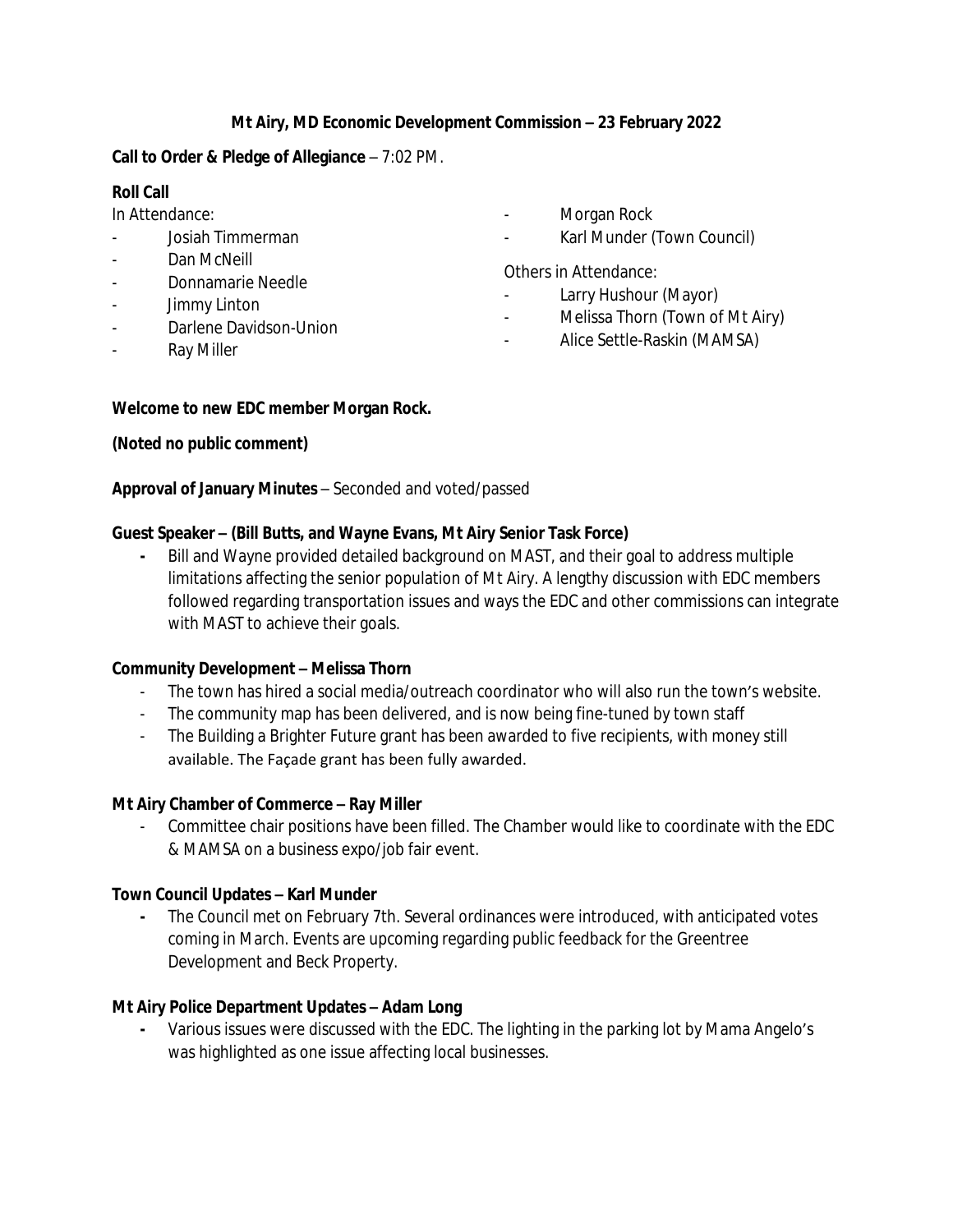**Mt Airy, MD Economic Development Commission – 23 February 2022**

**Call to Order & Pledge of Allegiance** – 7:02 PM.

**Roll Call**

In Attendance:

- Josiah Timmerman
- Dan McNeill
- Donnamarie Needle
- Jimmy Linton
- Darlene Davidson-Union
- Ray Miller
- Morgan Rock
- Karl Munder (Town Council)

Others in Attendance:

- Larry Hushour (Mayor)
- Melissa Thorn (Town of Mt Airy)
- Alice Settle-Raskin (MAMSA)

**Welcome to new EDC member Morgan Rock.**

**(Noted no public comment)**

**Approval of January Minutes** – Seconded and voted/passed

**Guest Speaker – (Bill Butts, and Wayne Evans, Mt Airy Senior Task Force)**

- Bill and Wayne provided detailed background on MAST, and their goal to address multiple limitations affecting the senior population of Mt Airy. A lengthy discussion with EDC members followed regarding transportation issues and ways the EDC and other commissions can integrate with MAST to achieve their goals.

**Community Development – Melissa Thorn**

- The town has hired a social media/outreach coordinator who will also run the town's website.
- The community map has been delivered, and is now being fine-tuned by town staff
- The Building a Brighter Future grant has been awarded to five recipients, with money still available. The Façade grant has been fully awarded.

**Mt Airy Chamber of Commerce – Ray Miller**

- Committee chair positions have been filled. The Chamber would like to coordinate with the EDC & MAMSA on a business expo/job fair event.

**Town Council Updates – Karl Munder**

- The Council met on February 7th. Several ordinances were introduced, with anticipated votes coming in March. Events are upcoming regarding public feedback for the Greentree Development and Beck Property.

**Mt Airy Police Department Updates – Adam Long**

- Various issues were discussed with the EDC. The lighting in the parking lot by Mama Angelo's was highlighted as one issue affecting local businesses.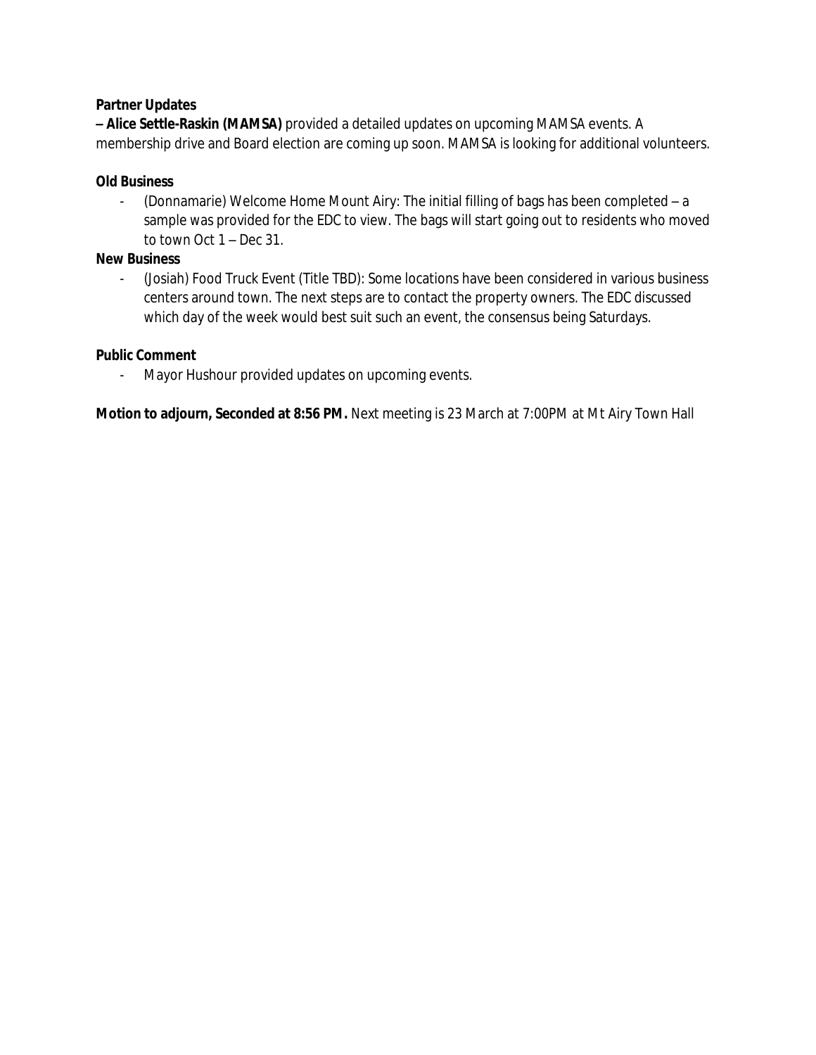**Partner Updates**

**– Alice Settle-Raskin (MAMSA)** provided a detailed updates on upcoming MAMSA events. A membership drive and Board election are coming up soon. MAMSA is looking for additional volunteers.

**Old Business**

- (Donnamarie) Welcome Home Mount Airy: The initial filling of bags has been completed – a sample was provided for the EDC to view. The bags will start going out to residents who moved to town Oct 1 – Dec 31.

**New Business**

- (Josiah) Food Truck Event (Title TBD): Some locations have been considered in various business centers around town. The next steps are to contact the property owners. The EDC discussed which day of the week would best suit such an event, the consensus being Saturdays.

**Public Comment**

- Mayor Hushour provided updates on upcoming events.

**Motion to adjourn, Seconded at 8:56 PM.** Next meeting is 23 March at 7:00PM at Mt Airy Town Hall